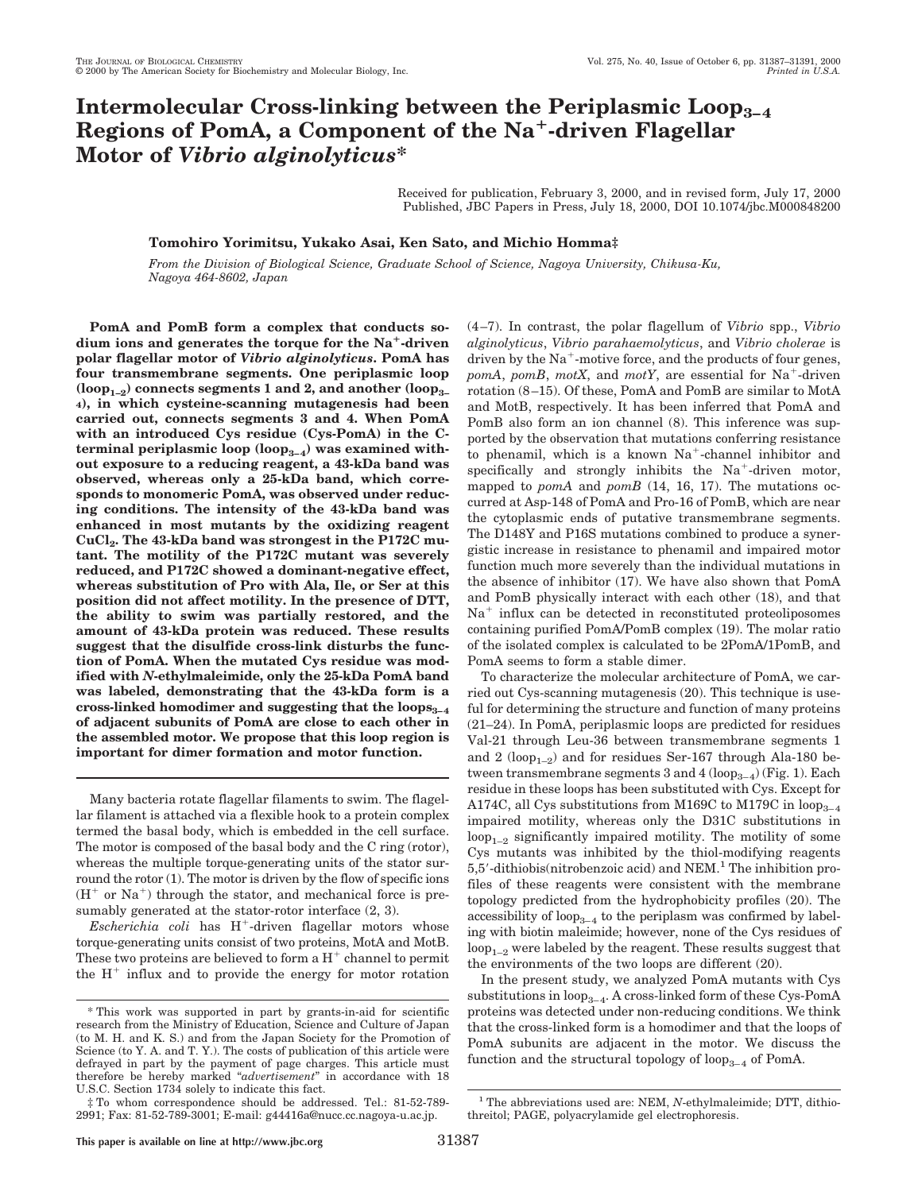# Intermolecular Cross-linking between the Periplasmic $Loop_{3-4}$ Regions of PomA, a Component of the $Na^+$-driven Flagellar Motor of *Vibrio alginolyticus**

Received for publication, February 3, 2000, and in revised form, July 17, 2000
Published, JBC Papers in Press, July 18, 2000, DOI 10.1074/jbc.M000848200

**Tomohiro Yorimitsu, Yukako Asai, Ken Sato, and Michio Homma‡**

*From the Division of Biological Science, Graduate School of Science, Nagoya University, Chikusa-Ku, Nagoya 464-8602, Japan*

**PomA and PomB form a complex that conducts sodium ions and generates the torque for the $Na^+$-driven polar flagellar motor of *Vibrio alginolyticus*. PomA has four transmembrane segments. One periplasmic loop ($loop_{1-2}$) connects segments 1 and 2, and another ($loop_{3-4}$), in which cysteine-scanning mutagenesis had been carried out, connects segments 3 and 4. When PomA with an introduced Cys residue (Cys-PomA) in the C-terminal periplasmic loop ($loop_{3-4}$) was examined without exposure to a reducing reagent, a 43-kDa band was observed, whereas only a 25-kDa band, which corresponds to monomeric PomA, was observed under reducing conditions. The intensity of the 43-kDa band was enhanced in most mutants by the oxidizing reagent $CuCl_2$. The 43-kDa band was strongest in the P172C mutant. The motility of the P172C mutant was severely reduced, and P172C showed a dominant-negative effect, whereas substitution of Pro with Ala, Ile, or Ser at this position did not affect motility. In the presence of DTT, the ability to swim was partially restored, and the amount of 43-kDa protein was reduced. These results suggest that the disulfide cross-link disturbs the function of PomA. When the mutated Cys residue was modified with *N*-ethylmaleimide, only the 25-kDa PomA band was labeled, demonstrating that the 43-kDa form is a cross-linked homodimer and suggesting that the $loops_{3-4}$ of adjacent subunits of PomA are close to each other in the assembled motor. We propose that this loop region is important for dimer formation and motor function.**

Many bacteria rotate flagellar filaments to swim. The flagellar filament is attached via a flexible hook to a protein complex termed the basal body, which is embedded in the cell surface. The motor is composed of the basal body and the C ring (rotor), whereas the multiple torque-generating units of the stator surround the rotor (1). The motor is driven by the flow of specific ions ($H^+$ or $Na^+$) through the stator, and mechanical force is presumably generated at the stator-rotor interface (2, 3).

*Escherichia coli* has $H^+$-driven flagellar motors whose torque-generating units consist of two proteins, MotA and MotB. These two proteins are believed to form a $H^+$ channel to permit the $H^+$ influx and to provide the energy for motor rotation (4–7). In contrast, the polar flagellum of *Vibrio* spp., *Vibrio alginolyticus*, *Vibrio parahaemolyticus*, and *Vibrio cholerae* is driven by the $Na^+$-motive force, and the products of four genes, *pomA*, *pomB*, *motX*, and *motY*, are essential for $Na^+$-driven rotation (8–15). Of these, PomA and PomB are similar to MotA and MotB, respectively. It has been inferred that PomA and PomB also form an ion channel (8). This inference was supported by the observation that mutations conferring resistance to phenamil, which is a known $Na^+$-channel inhibitor and specifically and strongly inhibits the $Na^+$-driven motor, mapped to *pomA* and *pomB* (14, 16, 17). The mutations occurred at Asp-148 of PomA and Pro-16 of PomB, which are near the cytoplasmic ends of putative transmembrane segments. The D148Y and P16S mutations combined to produce a synergistic increase in resistance to phenamil and impaired motor function much more severely than the individual mutations in the absence of inhibitor (17). We have also shown that PomA and PomB physically interact with each other (18), and that $Na^+$ influx can be detected in reconstituted proteoliposomes containing purified PomA/PomB complex (19). The molar ratio of the isolated complex is calculated to be 2PomA/1PomB, and PomA seems to form a stable dimer.

To characterize the molecular architecture of PomA, we carried out Cys-scanning mutagenesis (20). This technique is useful for determining the structure and function of many proteins (21–24). In PomA, periplasmic loops are predicted for residues Val-21 through Leu-36 between transmembrane segments 1 and 2 ($loop_{1-2}$) and for residues Ser-167 through Ala-180 between transmembrane segments 3 and 4 ($loop_{3-4}$) (Fig. 1). Each residue in these loops has been substituted with Cys. Except for A174C, all Cys substitutions from M169C to M179C in $loop_{3-4}$ impaired motility, whereas only the D31C substitutions in $loop_{1-2}$ significantly impaired motility. The motility of some Cys mutants was inhibited by the thiol-modifying reagents 5,5′-dithiobis(nitrobenzoic acid) and NEM.[1] The inhibition profiles of these reagents were consistent with the membrane topology predicted from the hydrophobicity profiles (20). The accessibility of $loop_{3-4}$ to the periplasm was confirmed by labeling with biotin maleimide; however, none of the Cys residues of $loop_{1-2}$ were labeled by the reagent. These results suggest that the environments of the two loops are different (20).

In the present study, we analyzed PomA mutants with Cys substitutions in $loop_{3-4}$. A cross-linked form of these Cys-PomA proteins was detected under non-reducing conditions. We think that the cross-linked form is a homodimer and that the loops of PomA subunits are adjacent in the motor. We discuss the function and the structural topology of $loop_{3-4}$ of PomA.

\* This work was supported in part by grants-in-aid for scientific research from the Ministry of Education, Science and Culture of Japan (to M. H. and K. S.) and from the Japan Society for the Promotion of Science (to Y. A. and T. Y.). The costs of publication of this article were defrayed in part by the payment of page charges. This article must therefore be hereby marked "*advertisement*" in accordance with 18 U.S.C. Section 1734 solely to indicate this fact.

‡ To whom correspondence should be addressed. Tel.: 81-52-789-2991; Fax: 81-52-789-3001; E-mail: g44416a@nucc.cc.nagoya-u.ac.jp.

[1] The abbreviations used are: NEM, *N*-ethylmaleimide; DTT, dithiothreitol; PAGE, polyacrylamide gel electrophoresis.

This paper is available on line at http://www.jbc.org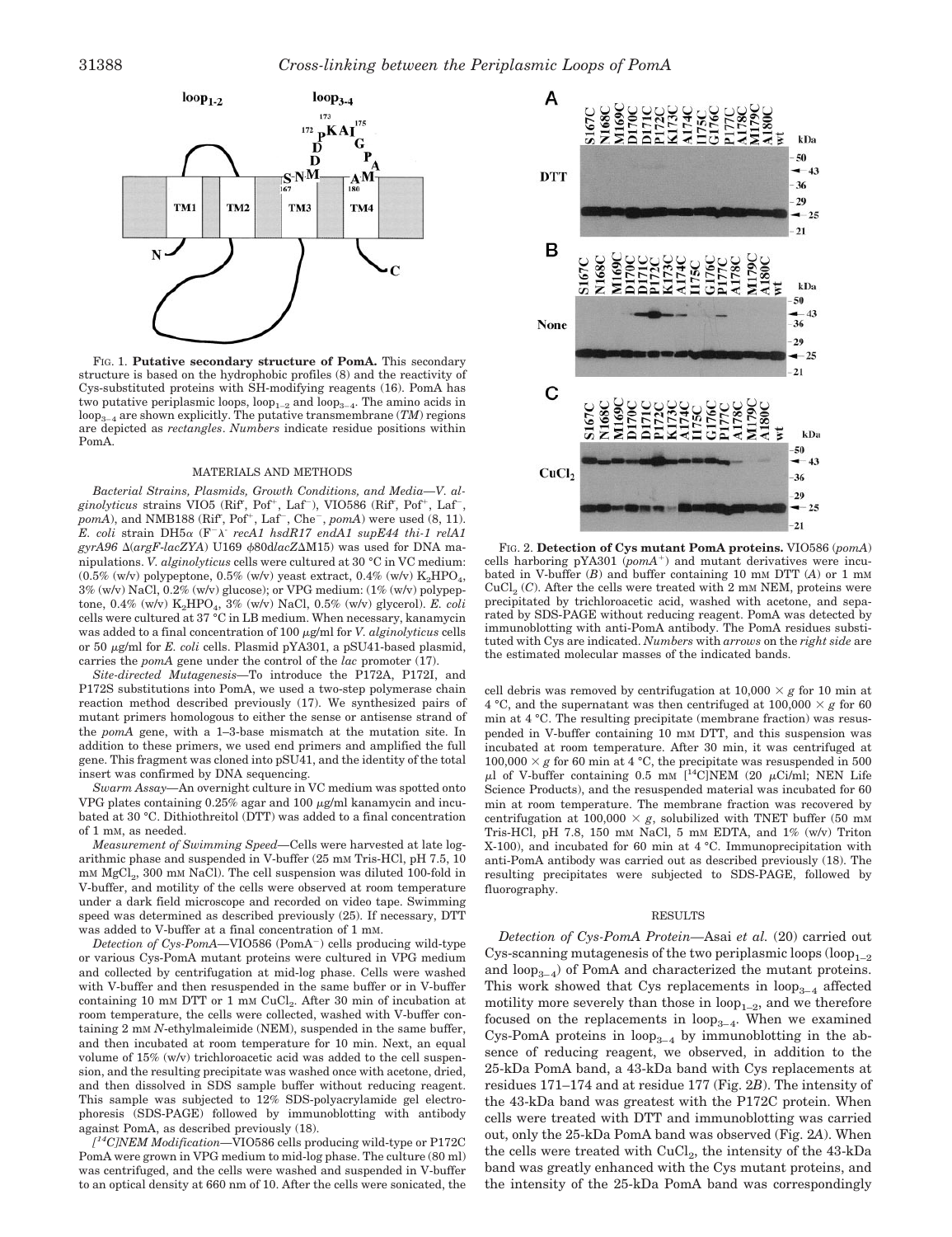FIG. 1. **Putative secondary structure of PomA.** This secondary structure is based on the hydrophobic profiles (8) and the reactivity of Cys-substituted proteins with SH-modifying reagents (16). PomA has two putative periplasmic loops, $loop_{1-2}$ and $loop_{3-4}$. The amino acids in $loop_{3-4}$ are shown explicitly. The putative transmembrane (*TM*) regions are depicted as *rectangles*. *Numbers* indicate residue positions within PomA.

FIG. 2. **Detection of Cys mutant PomA proteins.** VIO586 (*pomA*) cells harboring pYA301 (*pomA*$^+$) and mutant derivatives were incubated in V-buffer (*B*) and buffer containing 10 mM DTT (*A*) or 1 mM $CuCl_2$ (*C*). After the cells were treated with 2 mM NEM, proteins were precipitated by trichloroacetic acid, washed with acetone, and separated by SDS-PAGE without reducing reagent. PomA was detected by immunoblotting with anti-PomA antibody. The PomA residues substituted with Cys are indicated. *Numbers* with *arrows* on the *right side* are the estimated molecular masses of the indicated bands.

## MATERIALS AND METHODS

*Bacterial Strains, Plasmids, Growth Conditions, and Media*—*V. alginolyticus* strains VIO5 ($Rif^r$, $Pof^+$, $Laf^-$), VIO586 ($Rif^r$, $Pof^+$, $Laf^-$, *pomA*), and NMB188 ($Rif^r$, $Pof^+$, $Laf^-$, $Che^-$, *pomA*) were used (8, 11). *E. coli* strain DH5α ($F^-$ $\lambda^-$ *recA1 hsdR17 endA1 supE44 thi-1 relA1 gyrA96* Δ(*argF-lacZYA*) U169 φ80d*lacZ*ΔM15) was used for DNA manipulations. *V. alginolyticus* cells were cultured at 30 °C in VC medium: (0.5% (w/v) polypeptone, 0.5% (w/v) yeast extract, 0.4% (w/v) $K_2HPO_4$, 3% (w/v) NaCl, 0.2% (w/v) glucose); or VPG medium: (1% (w/v) polypeptone, 0.4% (w/v) $K_2HPO_4$, 3% (w/v) NaCl, 0.5% (w/v) glycerol). *E. coli* cells were cultured at 37 °C in LB medium. When necessary, kanamycin was added to a final concentration of 100 μg/ml for *V. alginolyticus* cells or 50 μg/ml for *E. coli* cells. Plasmid pYA301, a pSU41-based plasmid, carries the *pomA* gene under the control of the *lac* promoter (17).

*Site-directed Mutagenesis*—To introduce the P172A, P172I, and P172S substitutions into PomA, we used a two-step polymerase chain reaction method described previously (17). We synthesized pairs of mutant primers homologous to either the sense or antisense strand of the *pomA* gene, with a 1–3-base mismatch at the mutation site. In addition to these primers, we used end primers and amplified the full gene. This fragment was cloned into pSU41, and the identity of the total insert was confirmed by DNA sequencing.

*Swarm Assay*—An overnight culture in VC medium was spotted onto VPG plates containing 0.25% agar and 100 μg/ml kanamycin and incubated at 30 °C. Dithiothreitol (DTT) was added to a final concentration of 1 mM, as needed.

*Measurement of Swimming Speed*—Cells were harvested at late logarithmic phase and suspended in V-buffer (25 mM Tris-HCl, pH 7.5, 10 mM $MgCl_2$, 300 mM NaCl). The cell suspension was diluted 100-fold in V-buffer, and motility of the cells were observed at room temperature under a dark field microscope and recorded on video tape. Swimming speed was determined as described previously (25). If necessary, DTT was added to V-buffer at a final concentration of 1 mM.

*Detection of Cys-PomA*—VIO586 ($PomA^-$) cells producing wild-type or various Cys-PomA mutant proteins were cultured in VPG medium and collected by centrifugation at mid-log phase. Cells were washed with V-buffer and then resuspended in the same buffer or in V-buffer containing 10 mM DTT or 1 mM $CuCl_2$. After 30 min of incubation at room temperature, the cells were collected, washed with V-buffer containing 2 mM *N*-ethylmaleimide (NEM), suspended in the same buffer, and then incubated at room temperature for 10 min. Next, an equal volume of 15% (w/v) trichloroacetic acid was added to the cell suspension, and the resulting precipitate was washed once with acetone, dried, and then dissolved in SDS sample buffer without reducing reagent. This sample was subjected to 12% SDS-polyacrylamide gel electrophoresis (SDS-PAGE) followed by immunoblotting with antibody against PomA, as described previously (18).

*[$^{14}$C]NEM Modification*—VIO586 cells producing wild-type or P172C PomA were grown in VPG medium to mid-log phase. The culture (80 ml) was centrifuged, and the cells were washed and suspended in V-buffer to an optical density at 660 nm of 10. After the cells were sonicated, the cell debris was removed by centrifugation at 10,000 × *g* for 10 min at 4 °C, and the supernatant was then centrifuged at 100,000 × *g* for 60 min at 4 °C. The resulting precipitate (membrane fraction) was resuspended in V-buffer containing 10 mM DTT, and this suspension was incubated at room temperature. After 30 min, it was centrifuged at 100,000 × *g* for 60 min at 4 °C, the precipitate was resuspended in 500 μl of V-buffer containing 0.5 mM [$^{14}$C]NEM (20 μCi/ml; NEN Life Science Products), and the resuspended material was incubated for 60 min at room temperature. The membrane fraction was recovered by centrifugation at 100,000 × *g*, solubilized with TNET buffer (50 mM Tris-HCl, pH 7.8, 150 mM NaCl, 5 mM EDTA, and 1% (w/v) Triton X-100), and incubated for 60 min at 4 °C. Immunoprecipitation with anti-PomA antibody was carried out as described previously (18). The resulting precipitates were subjected to SDS-PAGE, followed by fluorography.

## RESULTS

*Detection of Cys-PomA Protein*—Asai *et al.* (20) carried out Cys-scanning mutagenesis of the two periplasmic loops ($loop_{1-2}$ and $loop_{3-4}$) of PomA and characterized the mutant proteins. This work showed that Cys replacements in $loop_{3-4}$ affected motility more severely than those in $loop_{1-2}$, and we therefore focused on the replacements in $loop_{3-4}$. When we examined Cys-PomA proteins in $loop_{3-4}$ by immunoblotting in the absence of reducing reagent, we observed, in addition to the 25-kDa PomA band, a 43-kDa band with Cys replacements at residues 171–174 and at residue 177 (Fig. 2*B*). The intensity of the 43-kDa band was greatest with the P172C protein. When cells were treated with DTT and immunoblotting was carried out, only the 25-kDa PomA band was observed (Fig. 2*A*). When the cells were treated with $CuCl_2$, the intensity of the 43-kDa band was greatly enhanced with the Cys mutant proteins, and the intensity of the 25-kDa PomA band was correspondingly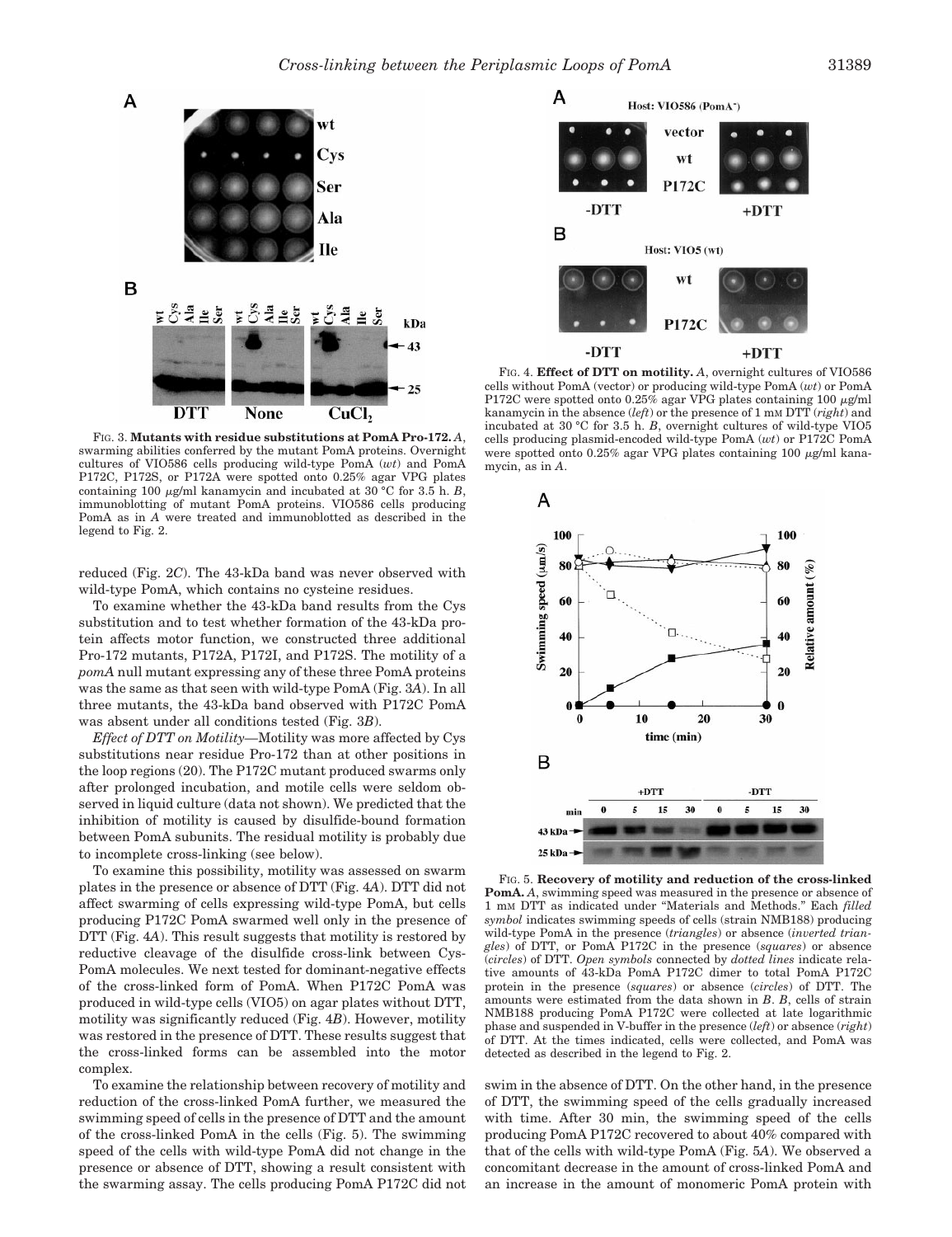FIG. 3. **Mutants with residue substitutions at PomA Pro-172.** *A*, swarming abilities conferred by the mutant PomA proteins. Overnight cultures of VIO586 cells producing wild-type PomA (*wt*) and PomA P172C, P172S, or P172A were spotted onto 0.25% agar VPG plates containing 100 μg/ml kanamycin and incubated at 30 °C for 3.5 h. *B*, immunoblotting of mutant PomA proteins. VIO586 cells producing PomA as in *A* were treated and immunoblotted as described in the legend to Fig. 2.

reduced (Fig. 2*C*). The 43-kDa band was never observed with wild-type PomA, which contains no cysteine residues.

To examine whether the 43-kDa band results from the Cys substitution and to test whether formation of the 43-kDa protein affects motor function, we constructed three additional Pro-172 mutants, P172A, P172I, and P172S. The motility of a *pomA* null mutant expressing any of these three PomA proteins was the same as that seen with wild-type PomA (Fig. 3*A*). In all three mutants, the 43-kDa band observed with P172C PomA was absent under all conditions tested (Fig. 3*B*).

*Effect of DTT on Motility*—Motility was more affected by Cys substitutions near residue Pro-172 than at other positions in the loop regions (20). The P172C mutant produced swarms only after prolonged incubation, and motile cells were seldom observed in liquid culture (data not shown). We predicted that the inhibition of motility is caused by disulfide-bound formation between PomA subunits. The residual motility is probably due to incomplete cross-linking (see below).

To examine this possibility, motility was assessed on swarm plates in the presence or absence of DTT (Fig. 4*A*). DTT did not affect swarming of cells expressing wild-type PomA, but cells producing P172C PomA swarmed well only in the presence of DTT (Fig. 4*A*). This result suggests that motility is restored by reductive cleavage of the disulfide cross-link between Cys-PomA molecules. We next tested for dominant-negative effects of the cross-linked form of PomA. When P172C PomA was produced in wild-type cells (VIO5) on agar plates without DTT, motility was significantly reduced (Fig. 4*B*). However, motility was restored in the presence of DTT. These results suggest that the cross-linked forms can be assembled into the motor complex.

To examine the relationship between recovery of motility and reduction of the cross-linked PomA further, we measured the swimming speed of cells in the presence of DTT and the amount of the cross-linked PomA in the cells (Fig. 5). The swimming speed of the cells with wild-type PomA did not change in the presence or absence of DTT, showing a result consistent with the swarming assay. The cells producing PomA P172C did not swim in the absence of DTT. On the other hand, in the presence of DTT, the swimming speed of the cells gradually increased with time. After 30 min, the swimming speed of the cells producing PomA P172C recovered to about 40% compared with that of the cells with wild-type PomA (Fig. 5*A*). We observed a concomitant decrease in the amount of cross-linked PomA and an increase in the amount of monomeric PomA protein with

FIG. 4. **Effect of DTT on motility.** *A*, overnight cultures of VIO586 cells without PomA (vector) or producing wild-type PomA (*wt*) or PomA P172C were spotted onto 0.25% agar VPG plates containing 100 μg/ml kanamycin in the absence (*left*) or the presence of 1 mM DTT (*right*) and incubated at 30 °C for 3.5 h. *B*, overnight cultures of wild-type VIO5 cells producing plasmid-encoded wild-type PomA (*wt*) or P172C PomA were spotted onto 0.25% agar VPG plates containing 100 μg/ml kanamycin, as in *A*.

FIG. 5. **Recovery of motility and reduction of the cross-linked PomA.** *A*, swimming speed was measured in the presence or absence of 1 mM DTT as indicated under "Materials and Methods." Each *filled symbol* indicates swimming speeds of cells (strain NMB188) producing wild-type PomA in the presence (*triangles*) or absence (*inverted triangles*) of DTT, or PomA P172C in the presence (*squares*) or absence (*circles*) of DTT. *Open symbols* connected by *dotted lines* indicate relative amounts of 43-kDa PomA P172C dimer to total PomA P172C protein in the presence (*squares*) or absence (*circles*) of DTT. The amounts were estimated from the data shown in *B*. *B*, cells of strain NMB188 producing PomA P172C were collected at late logarithmic phase and suspended in V-buffer in the presence (*left*) or absence (*right*) of DTT. At the times indicated, cells were collected, and PomA was detected as described in the legend to Fig. 2.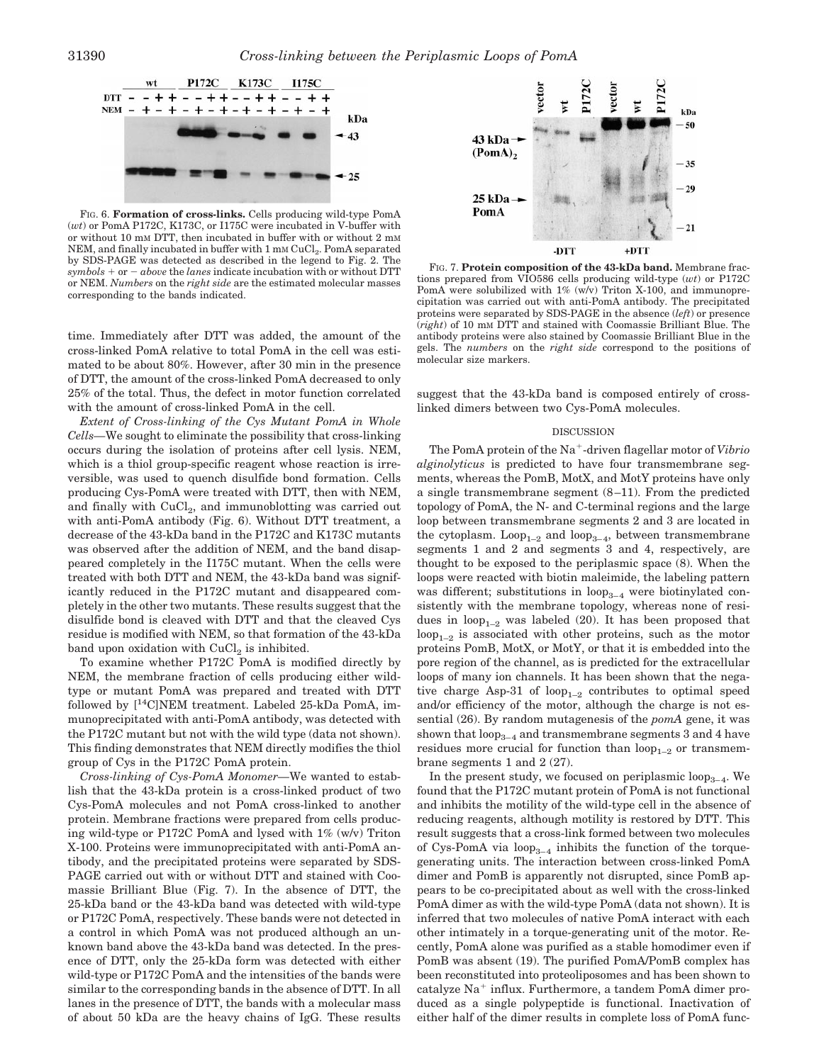FIG. 6. **Formation of cross-links.** Cells producing wild-type PomA (*wt*) or PomA P172C, K173C, or I175C were incubated in V-buffer with or without 10 mM DTT, then incubated in buffer with or without 2 mM NEM, and finally incubated in buffer with 1 mM $CuCl_2$. PomA separated by SDS-PAGE was detected as described in the legend to Fig. 2. The *symbols* + or − *above* the *lanes* indicate incubation with or without DTT or NEM. *Numbers* on the *right side* are the estimated molecular masses corresponding to the bands indicated.

FIG. 7. **Protein composition of the 43-kDa band.** Membrane fractions prepared from VIO586 cells producing wild-type (*wt*) or P172C PomA were solubilized with 1% (w/v) Triton X-100, and immunoprecipitation was carried out with anti-PomA antibody. The precipitated proteins were separated by SDS-PAGE in the absence (*left*) or presence (*right*) of 10 mM DTT and stained with Coomassie Brilliant Blue. The antibody proteins were also stained by Coomassie Brilliant Blue in the gels. The *numbers* on the *right side* correspond to the positions of molecular size markers.

time. Immediately after DTT was added, the amount of the cross-linked PomA relative to total PomA in the cell was estimated to be about 80%. However, after 30 min in the presence of DTT, the amount of the cross-linked PomA decreased to only 25% of the total. Thus, the defect in motor function correlated with the amount of cross-linked PomA in the cell.

*Extent of Cross-linking of the Cys Mutant PomA in Whole Cells*—We sought to eliminate the possibility that cross-linking occurs during the isolation of proteins after cell lysis. NEM, which is a thiol group-specific reagent whose reaction is irreversible, was used to quench disulfide bond formation. Cells producing Cys-PomA were treated with DTT, then with NEM, and finally with $CuCl_2$, and immunoblotting was carried out with anti-PomA antibody (Fig. 6). Without DTT treatment, a decrease of the 43-kDa band in the P172C and K173C mutants was observed after the addition of NEM, and the band disappeared completely in the I175C mutant. When the cells were treated with both DTT and NEM, the 43-kDa band was significantly reduced in the P172C mutant and disappeared completely in the other two mutants. These results suggest that the disulfide bond is cleaved with DTT and that the cleaved Cys residue is modified with NEM, so that formation of the 43-kDa band upon oxidation with $CuCl_2$ is inhibited.

To examine whether P172C PomA is modified directly by NEM, the membrane fraction of cells producing either wild-type or mutant PomA was prepared and treated with DTT followed by [$^{14}$C]NEM treatment. Labeled 25-kDa PomA, immunoprecipitated with anti-PomA antibody, was detected with the P172C mutant but not with the wild type (data not shown). This finding demonstrates that NEM directly modifies the thiol group of Cys in the P172C PomA protein.

*Cross-linking of Cys-PomA Monomer*—We wanted to establish that the 43-kDa protein is a cross-linked product of two Cys-PomA molecules and not PomA cross-linked to another protein. Membrane fractions were prepared from cells producing wild-type or P172C PomA and lysed with 1% (w/v) Triton X-100. Proteins were immunoprecipitated with anti-PomA antibody, and the precipitated proteins were separated by SDS-PAGE carried out with or without DTT and stained with Coomassie Brilliant Blue (Fig. 7). In the absence of DTT, the 25-kDa band or the 43-kDa band was detected with wild-type or P172C PomA, respectively. These bands were not detected in a control in which PomA was not produced although an unknown band above the 43-kDa band was detected. In the presence of DTT, only the 25-kDa form was detected with either wild-type or P172C PomA and the intensities of the bands were similar to the corresponding bands in the absence of DTT. In all lanes in the presence of DTT, the bands with a molecular mass of about 50 kDa are the heavy chains of IgG. These results suggest that the 43-kDa band is composed entirely of cross-linked dimers between two Cys-PomA molecules.

## DISCUSSION

The PomA protein of the $Na^+$-driven flagellar motor of *Vibrio alginolyticus* is predicted to have four transmembrane segments, whereas the PomB, MotX, and MotY proteins have only a single transmembrane segment (8–11). From the predicted topology of PomA, the N- and C-terminal regions and the large loop between transmembrane segments 2 and 3 are located in the cytoplasm. $Loop_{1-2}$ and $loop_{3-4}$, between transmembrane segments 1 and 2 and segments 3 and 4, respectively, are thought to be exposed to the periplasmic space (8). When the loops were reacted with biotin maleimide, the labeling pattern was different; substitutions in $loop_{3-4}$ were biotinylated consistently with the membrane topology, whereas none of residues in $loop_{1-2}$ was labeled (20). It has been proposed that $loop_{1-2}$ is associated with other proteins, such as the motor proteins PomB, MotX, or MotY, or that it is embedded into the pore region of the channel, as is predicted for the extracellular loops of many ion channels. It has been shown that the negative charge Asp-31 of $loop_{1-2}$ contributes to optimal speed and/or efficiency of the motor, although the charge is not essential (26). By random mutagenesis of the *pomA* gene, it was shown that $loop_{3-4}$ and transmembrane segments 3 and 4 have residues more crucial for function than $loop_{1-2}$ or transmembrane segments 1 and 2 (27).

In the present study, we focused on periplasmic $loop_{3-4}$. We found that the P172C mutant protein of PomA is not functional and inhibits the motility of the wild-type cell in the absence of reducing reagents, although motility is restored by DTT. This result suggests that a cross-link formed between two molecules of Cys-PomA via $loop_{3-4}$ inhibits the function of the torque-generating units. The interaction between cross-linked PomA dimer and PomB is apparently not disrupted, since PomB appears to be co-precipitated about as well with the cross-linked PomA dimer as with the wild-type PomA (data not shown). It is inferred that two molecules of native PomA interact with each other intimately in a torque-generating unit of the motor. Recently, PomA alone was purified as a stable homodimer even if PomB was absent (19). The purified PomA/PomB complex has been reconstituted into proteoliposomes and has been shown to catalyze $Na^+$ influx. Furthermore, a tandem PomA dimer produced as a single polypeptide is functional. Inactivation of either half of the dimer results in complete loss of PomA func-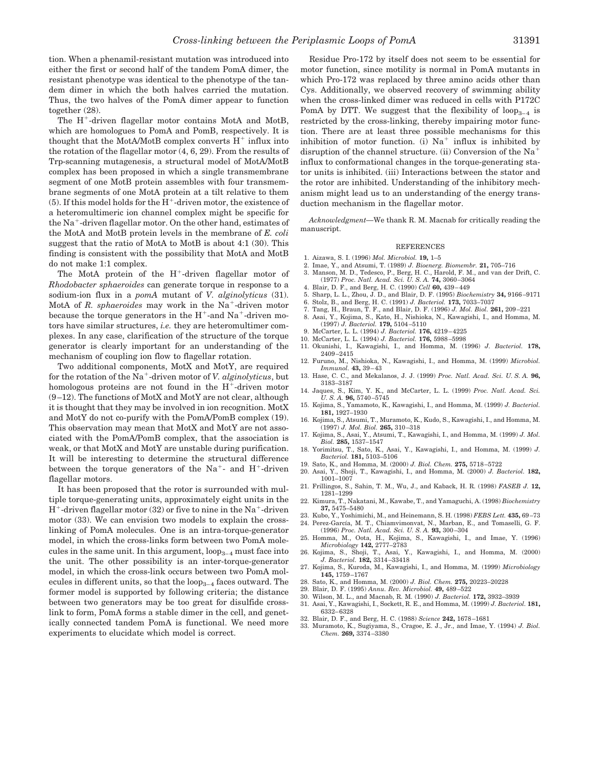tion. When a phenamil-resistant mutation was introduced into either the first or second half of the tandem PomA dimer, the resistant phenotype was identical to the phenotype of the tandem dimer in which the both halves carried the mutation. Thus, the two halves of the PomA dimer appear to function together (28).

The $H^+$-driven flagellar motor contains MotA and MotB, which are homologues to PomA and PomB, respectively. It is thought that the MotA/MotB complex converts $H^+$ influx into the rotation of the flagellar motor (4, 6, 29). From the results of Trp-scanning mutagenesis, a structural model of MotA/MotB complex has been proposed in which a single transmembrane segment of one MotB protein assembles with four transmembrane segments of one MotA protein at a tilt relative to them (5). If this model holds for the $H^+$-driven motor, the existence of a heteromultimeric ion channel complex might be specific for the $Na^+$-driven flagellar motor. On the other hand, estimates of the MotA and MotB protein levels in the membrane of *E. coli* suggest that the ratio of MotA to MotB is about 4:1 (30). This finding is consistent with the possibility that MotA and MotB do not make 1:1 complex.

The MotA protein of the $H^+$-driven flagellar motor of *Rhodobacter sphaeroides* can generate torque in response to a sodium-ion flux in a *pomA* mutant of *V. alginolyticus* (31). MotA of *R. sphaeroides* may work in the $Na^+$-driven motor because the torque generators in the $H^+$-and $Na^+$-driven motors have similar structures, *i.e.* they are heteromultimer complexes. In any case, clarification of the structure of the torque generator is clearly important for an understanding of the mechanism of coupling ion flow to flagellar rotation.

Two additional components, MotX and MotY, are required for the rotation of the $Na^+$-driven motor of *V. alginolyticus*, but homologous proteins are not found in the $H^+$-driven motor (9–12). The functions of MotX and MotY are not clear, although it is thought that they may be involved in ion recognition. MotX and MotY do not co-purify with the PomA/PomB complex (19). This observation may mean that MotX and MotY are not associated with the PomA/PomB complex, that the association is weak, or that MotX and MotY are unstable during purification. It will be interesting to determine the structural difference between the torque generators of the $Na^+$- and $H^+$-driven flagellar motors.

It has been proposed that the rotor is surrounded with multiple torque-generating units, approximately eight units in the $H^+$-driven flagellar motor (32) or five to nine in the $Na^+$-driven motor (33). We can envision two models to explain the cross-linking of PomA molecules. One is an intra-torque-generator model, in which the cross-links form between two PomA molecules in the same unit. In this argument, $\text{loop}_{3-4}$ must face into the unit. The other possibility is an inter-torque-generator model, in which the cross-link occurs between two PomA molecules in different units, so that the $\text{loop}_{3-4}$ faces outward. The former model is supported by following criteria; the distance between two generators may be too great for disulfide cross-link to form, PomA forms a stable dimer in the cell, and genetically connected tandem PomA is functional. We need more experiments to elucidate which model is correct.

Residue Pro-172 by itself does not seem to be essential for motor function, since motility is normal in PomA mutants in which Pro-172 was replaced by three amino acids other than Cys. Additionally, we observed recovery of swimming ability when the cross-linked dimer was reduced in cells with P172C PomA by DTT. We suggest that the flexibility of $\text{loop}_{3-4}$ is restricted by the cross-linking, thereby impairing motor function. There are at least three possible mechanisms for this inhibition of motor function. (i) $Na^+$ influx is inhibited by disruption of the channel structure. (ii) Conversion of the $Na^+$ influx to conformational changes in the torque-generating stator units is inhibited. (iii) Interactions between the stator and the rotor are inhibited. Understanding of the inhibitory mechanism might lead us to an understanding of the energy transduction mechanism in the flagellar motor.

*Acknowledgment*—We thank R. M. Macnab for critically reading the manuscript.

## REFERENCES

1. Aizawa, S. I. (1996) *Mol. Microbiol.* **19,** 1–5
2. Imae, Y., and Atsumi, T. (1989) *J. Bioenerg. Biomembr.* **21,** 705–716
3. Manson, M. D., Tedesco, P., Berg, H. C., Harold, F. M., and van der Drift, C. (1977) *Proc. Natl. Acad. Sci. U. S. A.* **74,** 3060–3064
4. Blair, D. F., and Berg, H. C. (1990) *Cell* **60,** 439–449
5. Sharp, L. L., Zhou, J. D., and Blair, D. F. (1995) *Biochemistry* **34,** 9166–9171
6. Stolz, B., and Berg, H. C. (1991) *J. Bacteriol.* **173,** 7033–7037
7. Tang, H., Braun, T. F., and Blair, D. F. (1996) *J. Mol. Biol.* **261,** 209–221
8. Asai, Y., Kojima, S., Kato, H., Nishioka, N., Kawagishi, I., and Homma, M. (1997) *J. Bacteriol.* **179,** 5104–5110
9. McCarter, L. L. (1994) *J. Bacteriol.* **176,** 4219–4225
10. McCarter, L. L. (1994) *J. Bacteriol.* **176,** 5988–5998
11. Okunishi, I., Kawagishi, I., and Homma, M. (1996) *J. Bacteriol.* **178,** 2409–2415
12. Furuno, M., Nishioka, N., Kawagishi, I., and Homma, M. (1999) *Microbiol. Immunol.* **43,** 39–43
13. Hase, C. C., and Mekalanos, J. J. (1999) *Proc. Natl. Acad. Sci. U. S. A.* **96,** 3183–3187
14. Jaques, S., Kim, Y. K., and McCarter, L. L. (1999) *Proc. Natl. Acad. Sci. U. S. A.* **96,** 5740–5745
15. Kojima, S., Yamamoto, K., Kawagishi, I., and Homma, M. (1999) *J. Bacteriol.* **181,** 1927–1930
16. Kojima, S., Atsumi, T., Muramoto, K., Kudo, S., Kawagishi, I., and Homma, M. (1997) *J. Mol. Biol.* **265,** 310–318
17. Kojima, S., Asai, Y., Atsumi, T., Kawagishi, I., and Homma, M. (1999) *J. Mol. Biol.* **285,** 1537–1547
18. Yorimitsu, T., Sato, K., Asai, Y., Kawagishi, I., and Homma, M. (1999) *J. Bacteriol.* **181,** 5103–5106
19. Sato, K., and Homma, M. (2000) *J. Biol. Chem.* **275,** 5718–5722
20. Asai, Y., Shoji, T., Kawagishi, I., and Homma, M. (2000) *J. Bacteriol.* **182,** 1001–1007
21. Frillingos, S., Sahin, T. M., Wu, J., and Kaback, H. R. (1998) *FASEB J.* **12,** 1281–1299
22. Kimura, T., Nakatani, M., Kawabe, T., and Yamaguchi, A. (1998) *Biochemistry* **37,** 5475–5480
23. Kubo, Y., Yoshimichi, M., and Heinemann, S. H. (1998) *FEBS Lett.* **435,** 69–73
24. Perez-García, M. T., Chiamvimonvat, N., Marban, E., and Tomaselli, G. F. (1996) *Proc. Natl. Acad. Sci. U. S. A.* **93,** 300–304
25. Homma, M., Oota, H., Kojima, S., Kawagishi, I., and Imae, Y. (1996) *Microbiology* **142,** 2777–2783
26. Kojima, S., Shoji, T., Asai, Y., Kawagishi, I., and Homma, M. (2000) *J. Bacteriol.* **182,** 3314–33418
27. Kojima, S., Kuroda, M., Kawagishi, I., and Homma, M. (1999) *Microbiology* **145,** 1759–1767
28. Sato, K., and Homma, M. (2000) *J. Biol. Chem.* **275,** 20223–20228
29. Blair, D. F. (1995) *Annu. Rev. Microbiol.* **49,** 489–522
30. Wilson, M. L., and Macnab, R. M. (1990) *J. Bacteriol.* **172,** 3932–3939
31. Asai, Y., Kawagishi, I., Sockett, R. E., and Homma, M. (1999) *J. Bacteriol.* **181,** 6332–6328
32. Blair, D. F., and Berg, H. C. (1988) *Science* **242,** 1678–1681
33. Muramoto, K., Sugiyama, S., Cragoe, E. J., Jr., and Imae, Y. (1994) *J. Biol. Chem.* **269,** 3374–3380